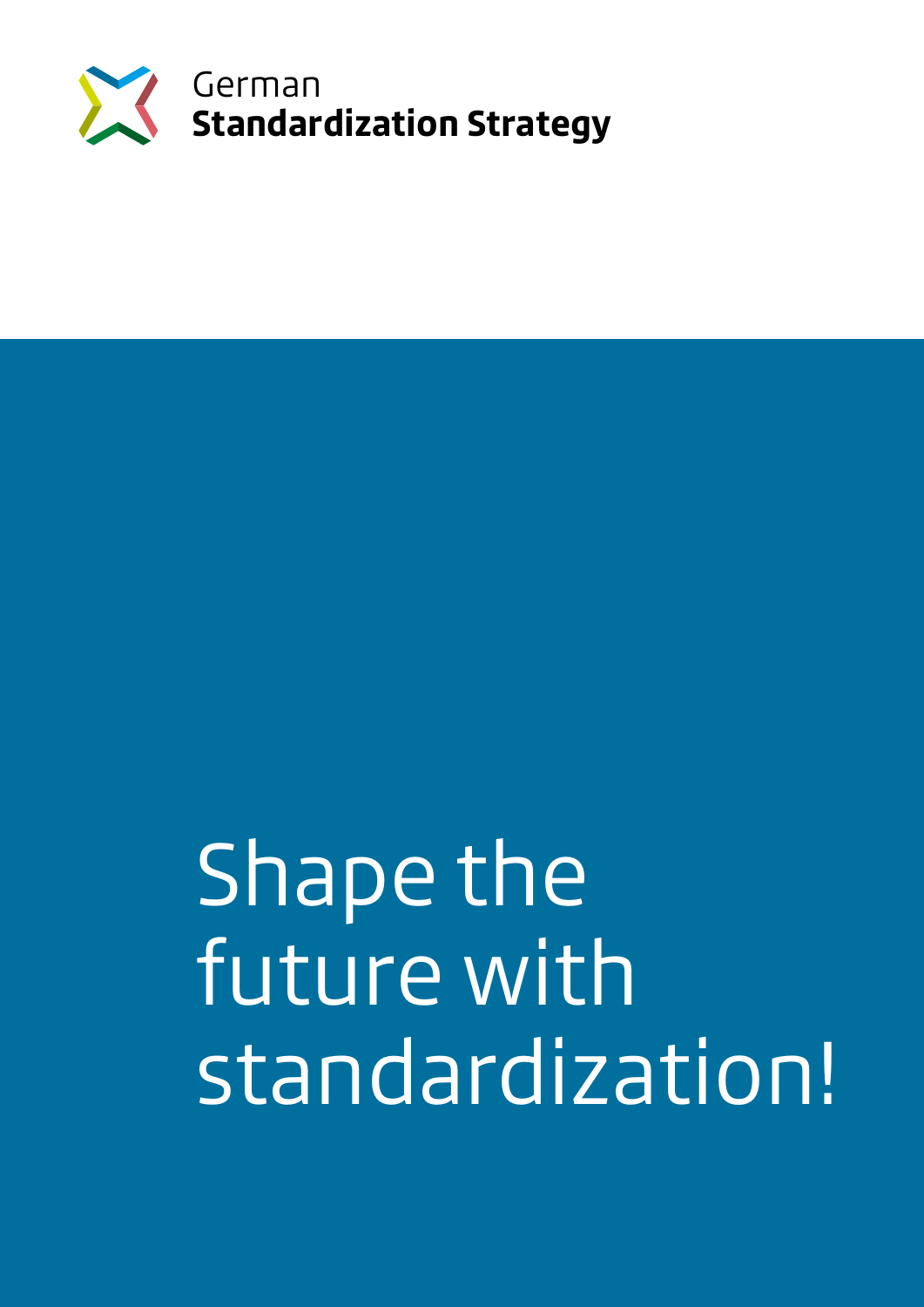German
**Standardization Strategy**

# Shape the future with standardization!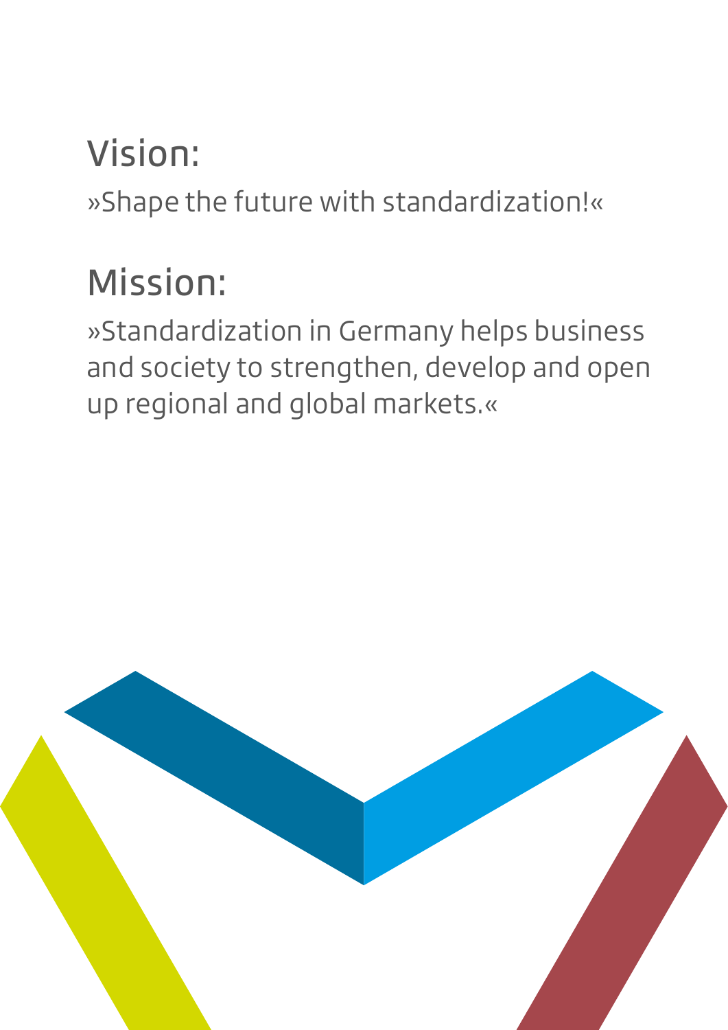## Vision:

»Shape the future with standardization!«

## Mission:

»Standardization in Germany helps business and society to strengthen, develop and open up regional and global markets.«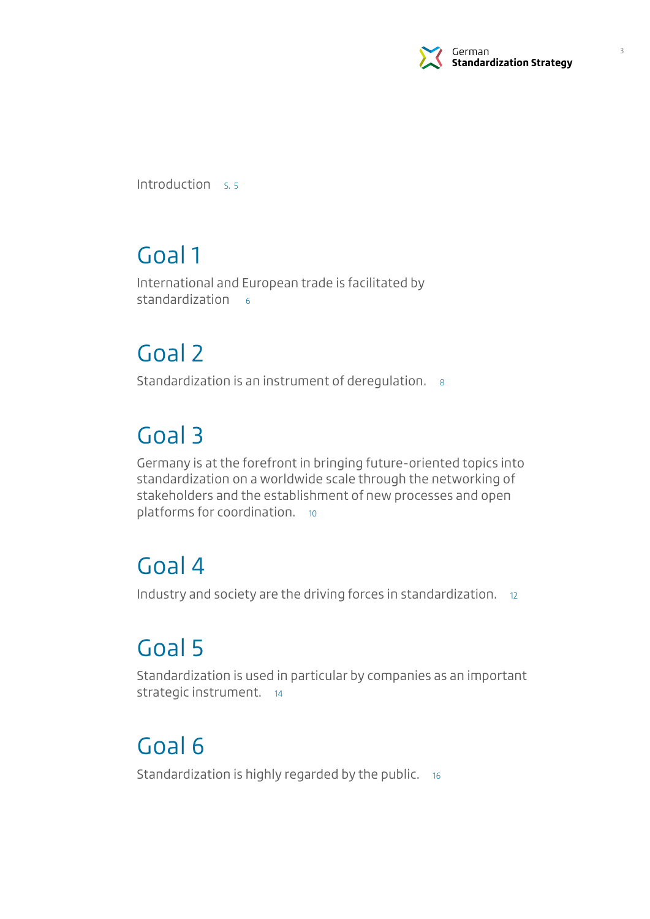Introduction S. 5

## Goal 1

International and European trade is facilitated by standardization 6

## Goal 2

Standardization is an instrument of deregulation. 8

## Goal 3

Germany is at the forefront in bringing future-oriented topics into standardization on a worldwide scale through the networking of stakeholders and the establishment of new processes and open platforms for coordination. 10

## Goal 4

Industry and society are the driving forces in standardization. 12

## Goal 5

Standardization is used in particular by companies as an important strategic instrument. 14

## Goal 6

Standardization is highly regarded by the public. 16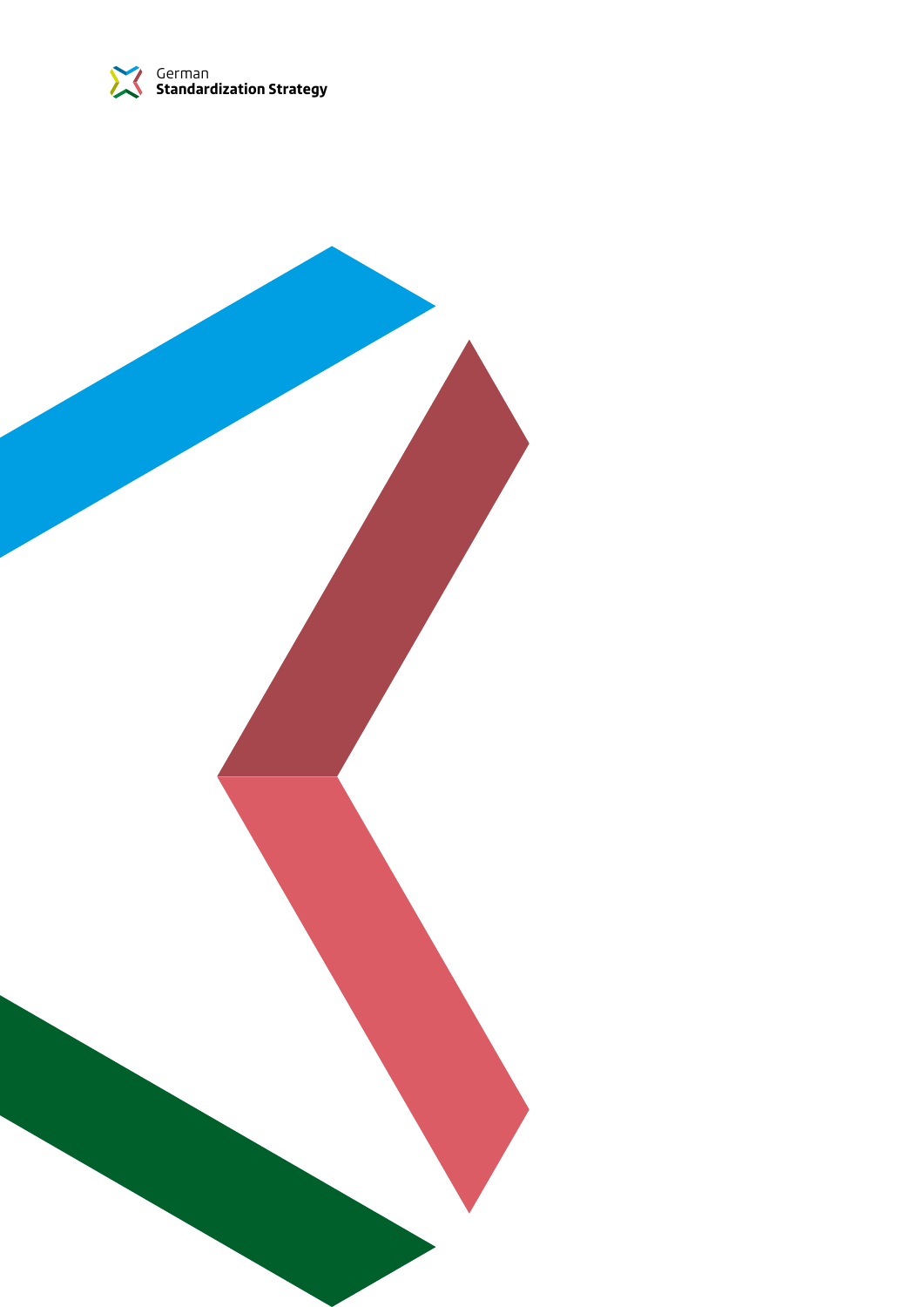German
**Standardization Strategy**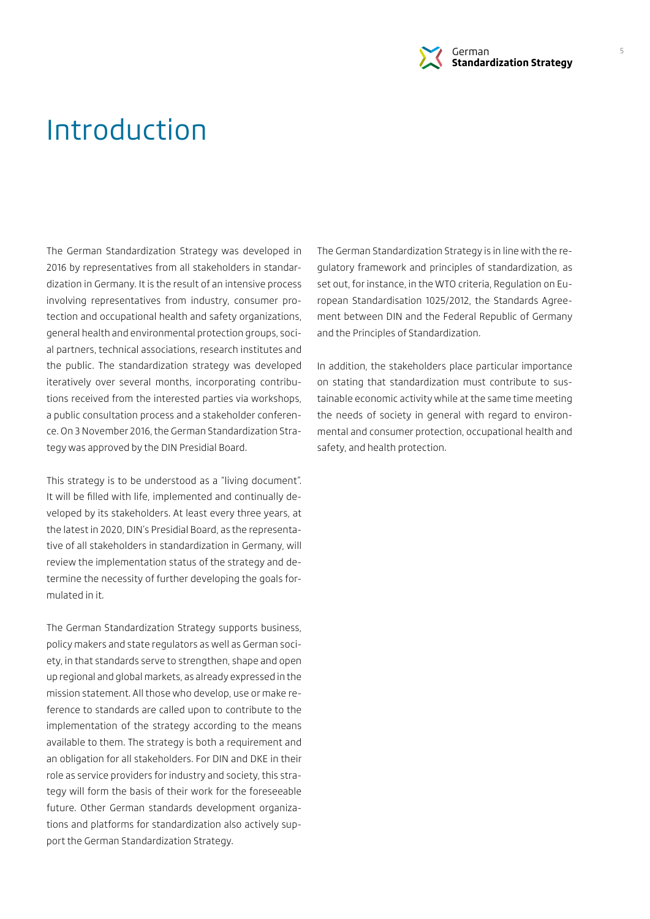# Introduction

The German Standardization Strategy was developed in 2016 by representatives from all stakeholders in standardization in Germany. It is the result of an intensive process involving representatives from industry, consumer protection and occupational health and safety organizations, general health and environmental protection groups, social partners, technical associations, research institutes and the public. The standardization strategy was developed iteratively over several months, incorporating contributions received from the interested parties via workshops, a public consultation process and a stakeholder conference. On 3 November 2016, the German Standardization Strategy was approved by the DIN Presidial Board.

This strategy is to be understood as a "living document". It will be filled with life, implemented and continually developed by its stakeholders. At least every three years, at the latest in 2020, DIN's Presidial Board, as the representative of all stakeholders in standardization in Germany, will review the implementation status of the strategy and determine the necessity of further developing the goals formulated in it.

The German Standardization Strategy supports business, policy makers and state regulators as well as German society, in that standards serve to strengthen, shape and open up regional and global markets, as already expressed in the mission statement. All those who develop, use or make reference to standards are called upon to contribute to the implementation of the strategy according to the means available to them. The strategy is both a requirement and an obligation for all stakeholders. For DIN and DKE in their role as service providers for industry and society, this strategy will form the basis of their work for the foreseeable future. Other German standards development organizations and platforms for standardization also actively support the German Standardization Strategy.

The German Standardization Strategy is in line with the regulatory framework and principles of standardization, as set out, for instance, in the WTO criteria, Regulation on European Standardisation 1025/2012, the Standards Agreement between DIN and the Federal Republic of Germany and the Principles of Standardization.

In addition, the stakeholders place particular importance on stating that standardization must contribute to sustainable economic activity while at the same time meeting the needs of society in general with regard to environmental and consumer protection, occupational health and safety, and health protection.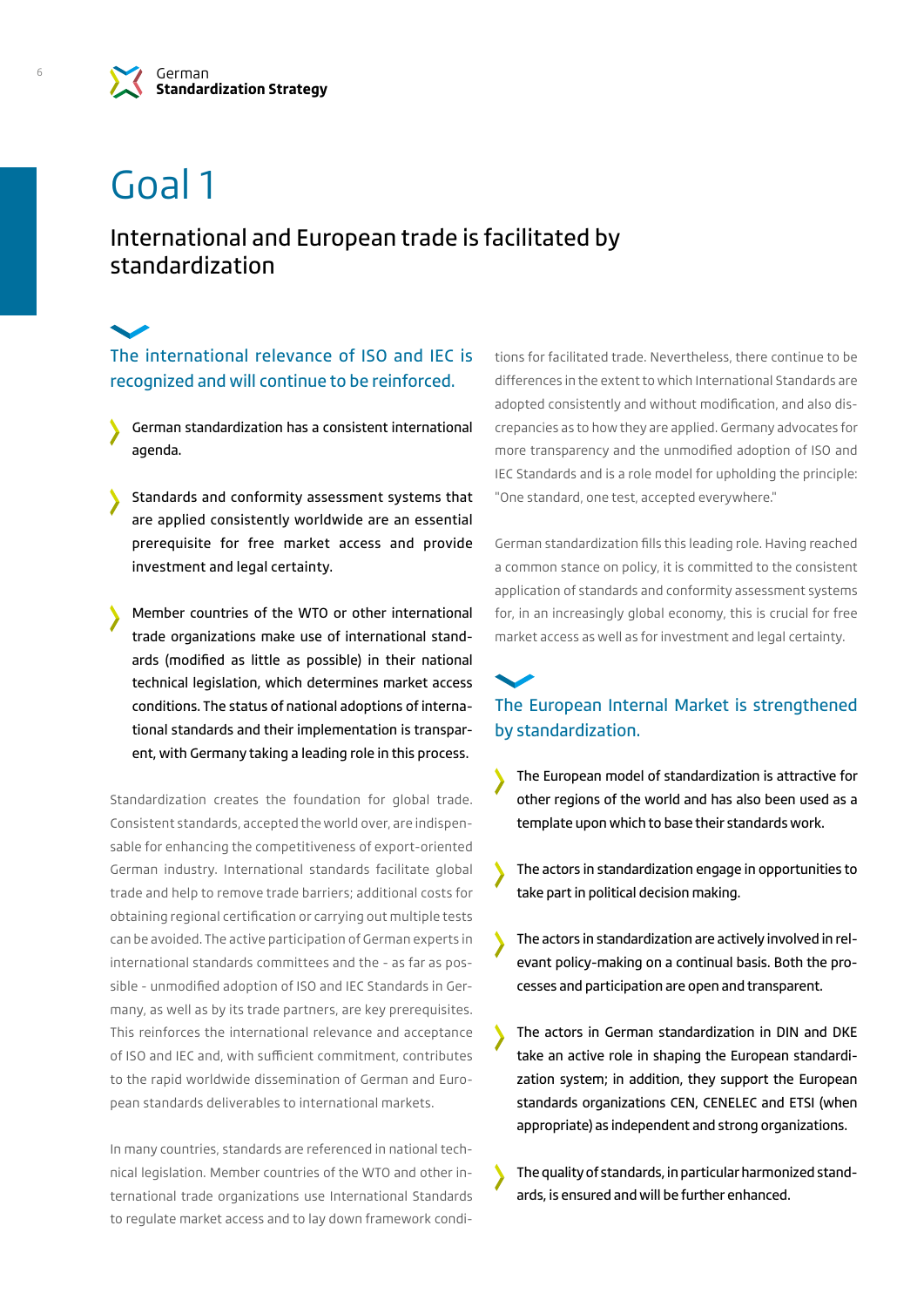# Goal 1

## International and European trade is facilitated by standardization

### The international relevance of ISO and IEC is recognized and will continue to be reinforced.

- German standardization has a consistent international agenda.
- Standards and conformity assessment systems that are applied consistently worldwide are an essential prerequisite for free market access and provide investment and legal certainty.
- Member countries of the WTO or other international trade organizations make use of international standards (modified as little as possible) in their national technical legislation, which determines market access conditions. The status of national adoptions of international standards and their implementation is transparent, with Germany taking a leading role in this process.

Standardization creates the foundation for global trade. Consistent standards, accepted the world over, are indispensable for enhancing the competitiveness of export-oriented German industry. International standards facilitate global trade and help to remove trade barriers; additional costs for obtaining regional certification or carrying out multiple tests can be avoided. The active participation of German experts in international standards committees and the - as far as possible - unmodified adoption of ISO and IEC Standards in Germany, as well as by its trade partners, are key prerequisites. This reinforces the international relevance and acceptance of ISO and IEC and, with sufficient commitment, contributes to the rapid worldwide dissemination of German and European standards deliverables to international markets.

In many countries, standards are referenced in national technical legislation. Member countries of the WTO and other international trade organizations use International Standards to regulate market access and to lay down framework conditions for facilitated trade. Nevertheless, there continue to be differences in the extent to which International Standards are adopted consistently and without modification, and also discrepancies as to how they are applied. Germany advocates for more transparency and the unmodified adoption of ISO and IEC Standards and is a role model for upholding the principle: "One standard, one test, accepted everywhere."

German standardization fills this leading role. Having reached a common stance on policy, it is committed to the consistent application of standards and conformity assessment systems for, in an increasingly global economy, this is crucial for free market access as well as for investment and legal certainty.

### The European Internal Market is strengthened by standardization.

- The European model of standardization is attractive for other regions of the world and has also been used as a template upon which to base their standards work.
- The actors in standardization engage in opportunities to take part in political decision making.
- The actors in standardization are actively involved in relevant policy-making on a continual basis. Both the processes and participation are open and transparent.
- The actors in German standardization in DIN and DKE take an active role in shaping the European standardization system; in addition, they support the European standards organizations CEN, CENELEC and ETSI (when appropriate) as independent and strong organizations.
- The quality of standards, in particular harmonized standards, is ensured and will be further enhanced.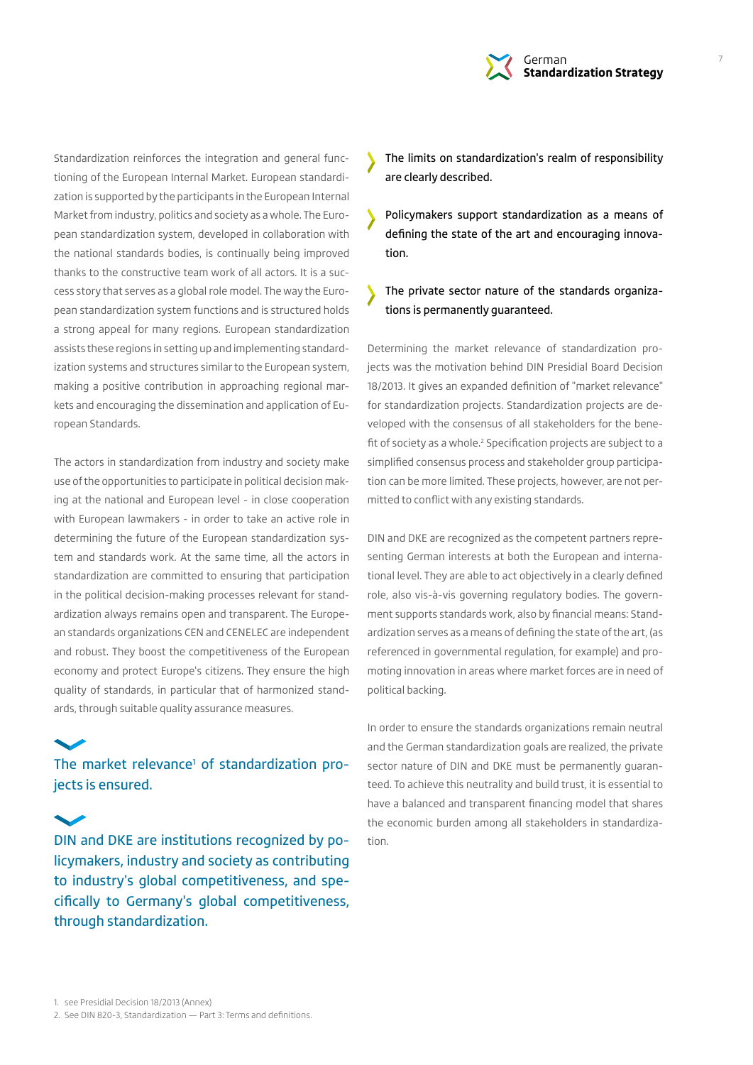Standardization reinforces the integration and general functioning of the European Internal Market. European standardization is supported by the participants in the European Internal Market from industry, politics and society as a whole. The European standardization system, developed in collaboration with the national standards bodies, is continually being improved thanks to the constructive team work of all actors. It is a success story that serves as a global role model. The way the European standardization system functions and is structured holds a strong appeal for many regions. European standardization assists these regions in setting up and implementing standardization systems and structures similar to the European system, making a positive contribution in approaching regional markets and encouraging the dissemination and application of European Standards.

The actors in standardization from industry and society make use of the opportunities to participate in political decision making at the national and European level - in close cooperation with European lawmakers - in order to take an active role in determining the future of the European standardization system and standards work. At the same time, all the actors in standardization are committed to ensuring that participation in the political decision-making processes relevant for standardization always remains open and transparent. The European standards organizations CEN and CENELEC are independent and robust. They boost the competitiveness of the European economy and protect Europe's citizens. They ensure the high quality of standards, in particular that of harmonized standards, through suitable quality assurance measures.

### The market relevance[1] of standardization projects is ensured.

### DIN and DKE are institutions recognized by policymakers, industry and society as contributing to industry's global competitiveness, and specifically to Germany's global competitiveness, through standardization.

- The limits on standardization's realm of responsibility are clearly described.
- Policymakers support standardization as a means of defining the state of the art and encouraging innovation.
- The private sector nature of the standards organizations is permanently guaranteed.

Determining the market relevance of standardization projects was the motivation behind DIN Presidial Board Decision 18/2013. It gives an expanded definition of "market relevance" for standardization projects. Standardization projects are developed with the consensus of all stakeholders for the benefit of society as a whole.[2] Specification projects are subject to a simplified consensus process and stakeholder group participation can be more limited. These projects, however, are not permitted to conflict with any existing standards.

DIN and DKE are recognized as the competent partners representing German interests at both the European and international level. They are able to act objectively in a clearly defined role, also vis-à-vis governing regulatory bodies. The government supports standards work, also by financial means: Standardization serves as a means of defining the state of the art, (as referenced in governmental regulation, for example) and promoting innovation in areas where market forces are in need of political backing.

In order to ensure the standards organizations remain neutral and the German standardization goals are realized, the private sector nature of DIN and DKE must be permanently guaranteed. To achieve this neutrality and build trust, it is essential to have a balanced and transparent financing model that shares the economic burden among all stakeholders in standardization.

1. see Presidial Decision 18/2013 (Annex)
2. See DIN 820-3, Standardization — Part 3: Terms and definitions.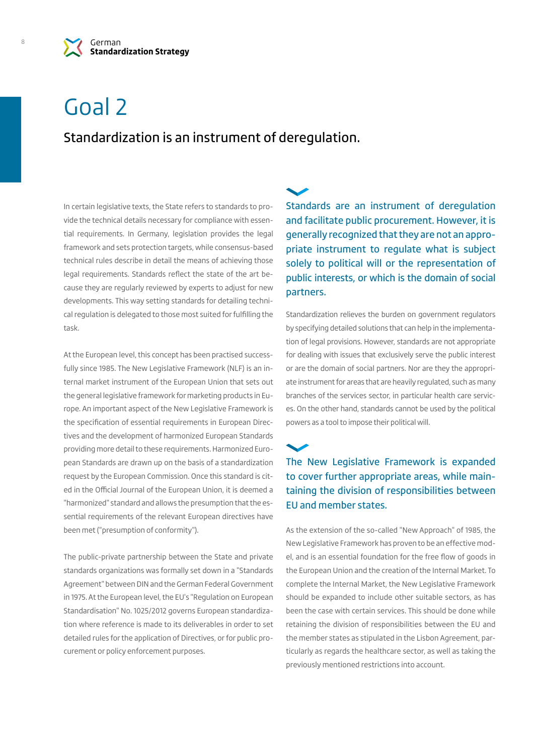# Goal 2

## Standardization is an instrument of deregulation.

In certain legislative texts, the State refers to standards to provide the technical details necessary for compliance with essential requirements. In Germany, legislation provides the legal framework and sets protection targets, while consensus-based technical rules describe in detail the means of achieving those legal requirements. Standards reflect the state of the art because they are regularly reviewed by experts to adjust for new developments. This way setting standards for detailing technical regulation is delegated to those most suited for fulfilling the task.

At the European level, this concept has been practised successfully since 1985. The New Legislative Framework (NLF) is an internal market instrument of the European Union that sets out the general legislative framework for marketing products in Europe. An important aspect of the New Legislative Framework is the specification of essential requirements in European Directives and the development of harmonized European Standards providing more detail to these requirements. Harmonized European Standards are drawn up on the basis of a standardization request by the European Commission. Once this standard is cited in the Official Journal of the European Union, it is deemed a "harmonized" standard and allows the presumption that the essential requirements of the relevant European directives have been met ("presumption of conformity").

The public-private partnership between the State and private standards organizations was formally set down in a "Standards Agreement" between DIN and the German Federal Government in 1975. At the European level, the EU's "Regulation on European Standardisation" No. 1025/2012 governs European standardization where reference is made to its deliverables in order to set detailed rules for the application of Directives, or for public procurement or policy enforcement purposes.

### Standards are an instrument of deregulation and facilitate public procurement. However, it is generally recognized that they are not an appropriate instrument to regulate what is subject solely to political will or the representation of public interests, or which is the domain of social partners.

Standardization relieves the burden on government regulators by specifying detailed solutions that can help in the implementation of legal provisions. However, standards are not appropriate for dealing with issues that exclusively serve the public interest or are the domain of social partners. Nor are they the appropriate instrument for areas that are heavily regulated, such as many branches of the services sector, in particular health care services. On the other hand, standards cannot be used by the political powers as a tool to impose their political will.

### The New Legislative Framework is expanded to cover further appropriate areas, while maintaining the division of responsibilities between EU and member states.

As the extension of the so-called "New Approach" of 1985, the New Legislative Framework has proven to be an effective model, and is an essential foundation for the free flow of goods in the European Union and the creation of the Internal Market. To complete the Internal Market, the New Legislative Framework should be expanded to include other suitable sectors, as has been the case with certain services. This should be done while retaining the division of responsibilities between the EU and the member states as stipulated in the Lisbon Agreement, particularly as regards the healthcare sector, as well as taking the previously mentioned restrictions into account.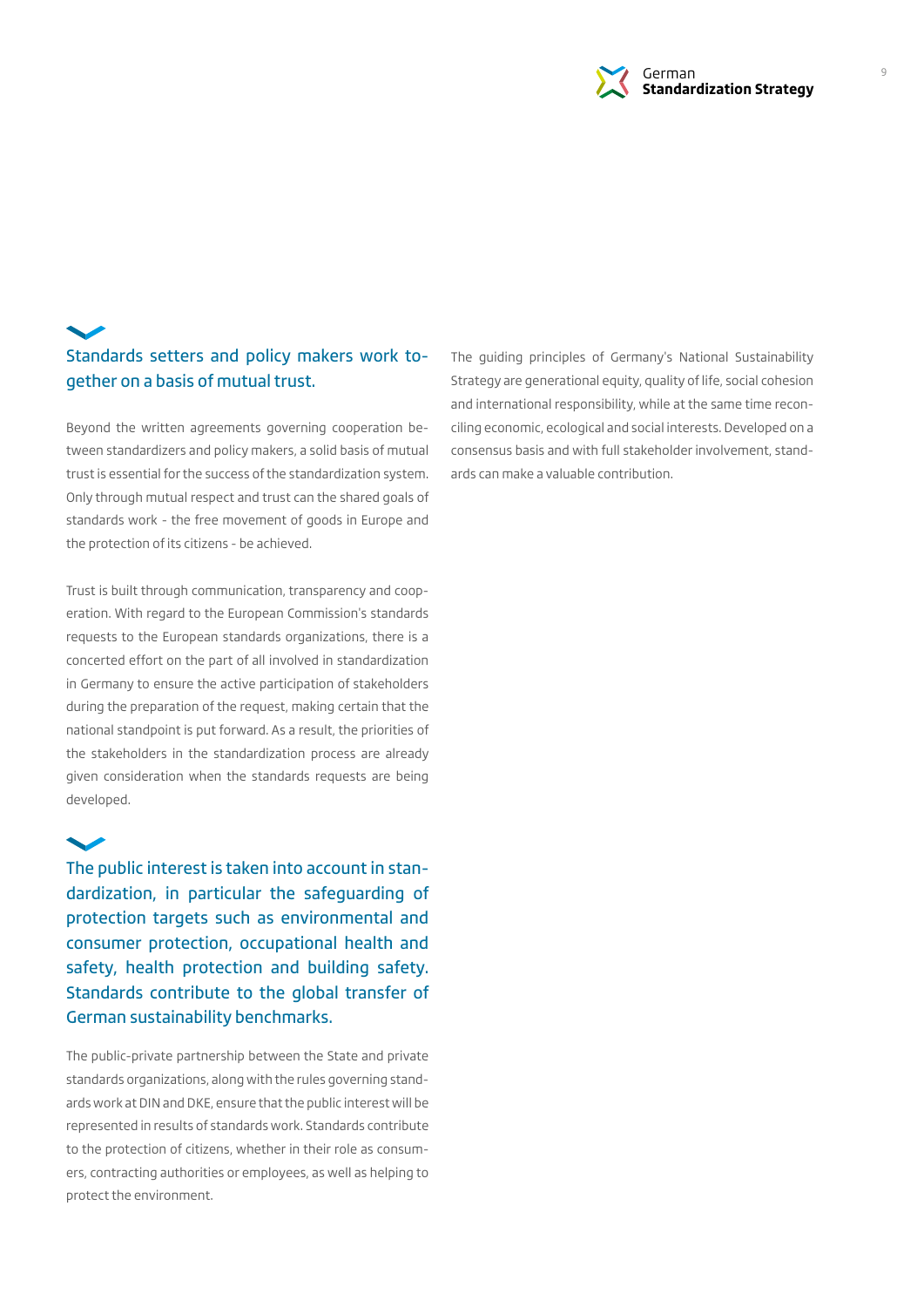## Standards setters and policy makers work together on a basis of mutual trust.

Beyond the written agreements governing cooperation between standardizers and policy makers, a solid basis of mutual trust is essential for the success of the standardization system. Only through mutual respect and trust can the shared goals of standards work - the free movement of goods in Europe and the protection of its citizens - be achieved.

Trust is built through communication, transparency and cooperation. With regard to the European Commission's standards requests to the European standards organizations, there is a concerted effort on the part of all involved in standardization in Germany to ensure the active participation of stakeholders during the preparation of the request, making certain that the national standpoint is put forward. As a result, the priorities of the stakeholders in the standardization process are already given consideration when the standards requests are being developed.

## The public interest is taken into account in standardization, in particular the safeguarding of protection targets such as environmental and consumer protection, occupational health and safety, health protection and building safety. Standards contribute to the global transfer of German sustainability benchmarks.

The public-private partnership between the State and private standards organizations, along with the rules governing standards work at DIN and DKE, ensure that the public interest will be represented in results of standards work. Standards contribute to the protection of citizens, whether in their role as consumers, contracting authorities or employees, as well as helping to protect the environment.

The guiding principles of Germany's National Sustainability Strategy are generational equity, quality of life, social cohesion and international responsibility, while at the same time reconciling economic, ecological and social interests. Developed on a consensus basis and with full stakeholder involvement, standards can make a valuable contribution.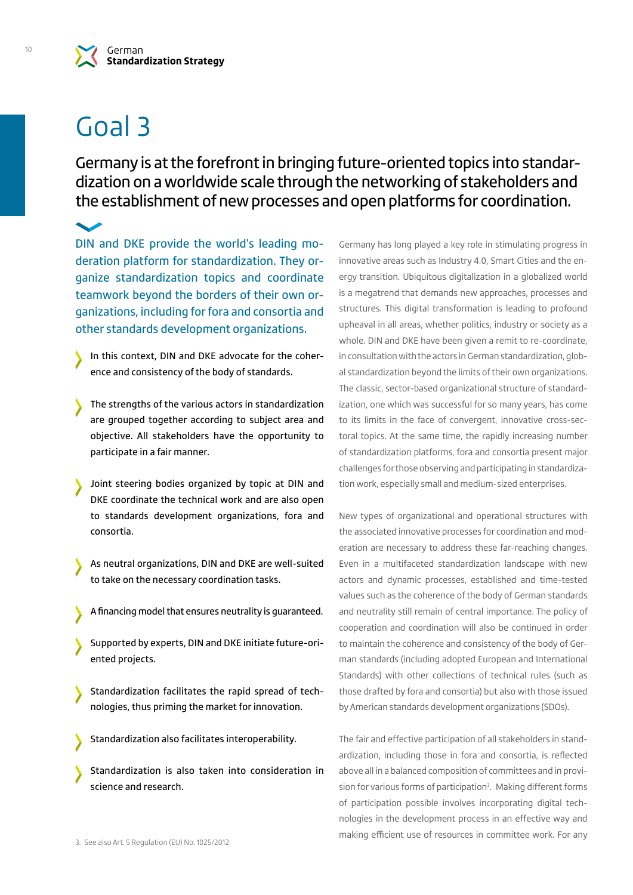# Goal 3

## Germany is at the forefront in bringing future-oriented topics into standardization on a worldwide scale through the networking of stakeholders and the establishment of new processes and open platforms for coordination.

DIN and DKE provide the world's leading moderation platform for standardization. They organize standardization topics and coordinate teamwork beyond the borders of their own organizations, including for fora and consortia and other standards development organizations.

- In this context, DIN and DKE advocate for the coherence and consistency of the body of standards.
- The strengths of the various actors in standardization are grouped together according to subject area and objective. All stakeholders have the opportunity to participate in a fair manner.
- Joint steering bodies organized by topic at DIN and DKE coordinate the technical work and are also open to standards development organizations, fora and consortia.
- As neutral organizations, DIN and DKE are well-suited to take on the necessary coordination tasks.
- A financing model that ensures neutrality is guaranteed.
- Supported by experts, DIN and DKE initiate future-oriented projects.
- Standardization facilitates the rapid spread of technologies, thus priming the market for innovation.
- Standardization also facilitates interoperability.
- Standardization is also taken into consideration in science and research.

Germany has long played a key role in stimulating progress in innovative areas such as Industry 4.0, Smart Cities and the energy transition. Ubiquitous digitalization in a globalized world is a megatrend that demands new approaches, processes and structures. This digital transformation is leading to profound upheaval in all areas, whether politics, industry or society as a whole. DIN and DKE have been given a remit to re-coordinate, in consultation with the actors in German standardization, global standardization beyond the limits of their own organizations. The classic, sector-based organizational structure of standardization, one which was successful for so many years, has come to its limits in the face of convergent, innovative cross-sectoral topics. At the same time, the rapidly increasing number of standardization platforms, fora and consortia present major challenges for those observing and participating in standardization work, especially small and medium-sized enterprises.

New types of organizational and operational structures with the associated innovative processes for coordination and moderation are necessary to address these far-reaching changes. Even in a multifaceted standardization landscape with new actors and dynamic processes, established and time-tested values such as the coherence of the body of German standards and neutrality still remain of central importance. The policy of cooperation and coordination will also be continued in order to maintain the coherence and consistency of the body of German standards (including adopted European and International Standards) with other collections of technical rules (such as those drafted by fora and consortia) but also with those issued by American standards development organizations (SDOs).

The fair and effective participation of all stakeholders in standardization, including those in fora and consortia, is reflected above all in a balanced composition of committees and in provision for various forms of participation[3]. Making different forms of participation possible involves incorporating digital technologies in the development process in an effective way and making efficient use of resources in committee work. For any

3. See also Art. 5 Regulation (EU) No. 1025/2012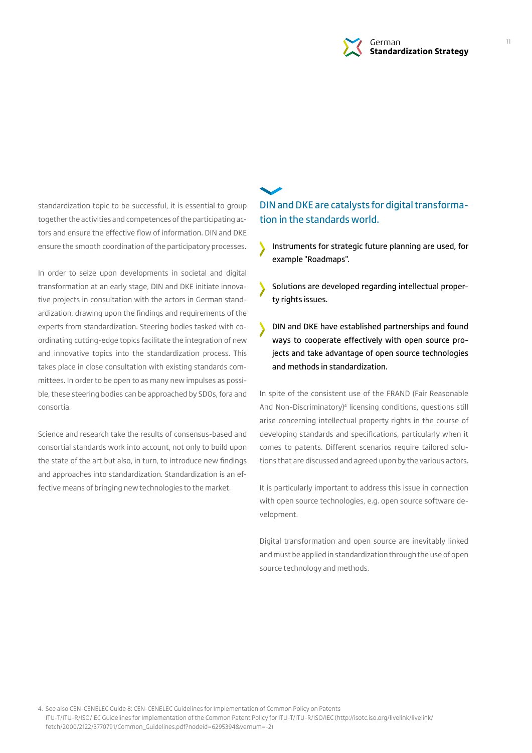standardization topic to be successful, it is essential to group together the activities and competences of the participating actors and ensure the effective flow of information. DIN and DKE ensure the smooth coordination of the participatory processes.

In order to seize upon developments in societal and digital transformation at an early stage, DIN and DKE initiate innovative projects in consultation with the actors in German standardization, drawing upon the findings and requirements of the experts from standardization. Steering bodies tasked with coordinating cutting-edge topics facilitate the integration of new and innovative topics into the standardization process. This takes place in close consultation with existing standards committees. In order to be open to as many new impulses as possible, these steering bodies can be approached by SDOs, fora and consortia.

Science and research take the results of consensus-based and consortial standards work into account, not only to build upon the state of the art but also, in turn, to introduce new findings and approaches into standardization. Standardization is an effective means of bringing new technologies to the market.

## DIN and DKE are catalysts for digital transformation in the standards world.

- Instruments for strategic future planning are used, for example "Roadmaps".
- Solutions are developed regarding intellectual property rights issues.
- DIN and DKE have established partnerships and found ways to cooperate effectively with open source projects and take advantage of open source technologies and methods in standardization.

In spite of the consistent use of the FRAND (Fair Reasonable And Non-Discriminatory)[4] licensing conditions, questions still arise concerning intellectual property rights in the course of developing standards and specifications, particularly when it comes to patents. Different scenarios require tailored solutions that are discussed and agreed upon by the various actors.

It is particularly important to address this issue in connection with open source technologies, e.g. open source software development.

Digital transformation and open source are inevitably linked and must be applied in standardization through the use of open source technology and methods.

4. See also CEN-CENELEC Guide 8: CEN-CENELEC Guidelines for Implementation of Common Policy on Patents
ITU-T/ITU-R/ISO/IEC Guidelines for Implementation of the Common Patent Policy for ITU-T/ITU-R/ISO/IEC (http://isotc.iso.org/livelink/livelink/fetch/2000/2122/3770791/Common_Guidelines.pdf?nodeid=6295394&vernum=-2)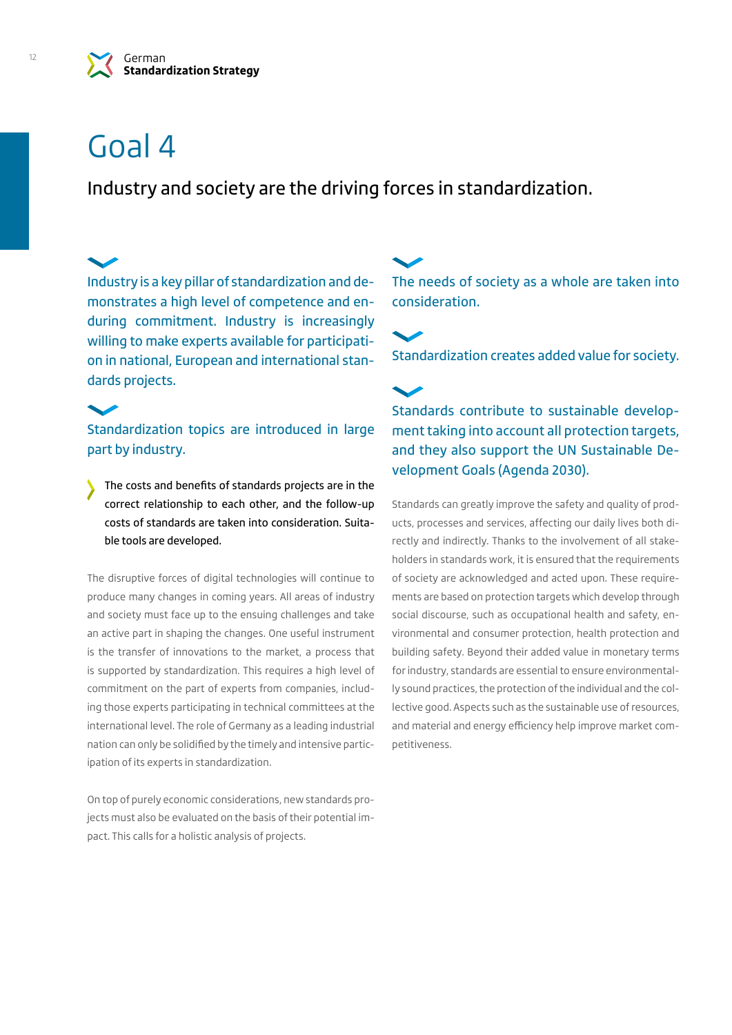# Goal 4

## Industry and society are the driving forces in standardization.

Industry is a key pillar of standardization and demonstrates a high level of competence and enduring commitment. Industry is increasingly willing to make experts available for participation in national, European and international standards projects.

Standardization topics are introduced in large part by industry.

- The costs and benefits of standards projects are in the correct relationship to each other, and the follow-up costs of standards are taken into consideration. Suitable tools are developed.

The disruptive forces of digital technologies will continue to produce many changes in coming years. All areas of industry and society must face up to the ensuing challenges and take an active part in shaping the changes. One useful instrument is the transfer of innovations to the market, a process that is supported by standardization. This requires a high level of commitment on the part of experts from companies, including those experts participating in technical committees at the international level. The role of Germany as a leading industrial nation can only be solidified by the timely and intensive participation of its experts in standardization.

On top of purely economic considerations, new standards projects must also be evaluated on the basis of their potential impact. This calls for a holistic analysis of projects.

The needs of society as a whole are taken into consideration.

Standardization creates added value for society.

Standards contribute to sustainable development taking into account all protection targets, and they also support the UN Sustainable Development Goals (Agenda 2030).

Standards can greatly improve the safety and quality of products, processes and services, affecting our daily lives both directly and indirectly. Thanks to the involvement of all stakeholders in standards work, it is ensured that the requirements of society are acknowledged and acted upon. These requirements are based on protection targets which develop through social discourse, such as occupational health and safety, environmental and consumer protection, health protection and building safety. Beyond their added value in monetary terms for industry, standards are essential to ensure environmentally sound practices, the protection of the individual and the collective good. Aspects such as the sustainable use of resources, and material and energy efficiency help improve market competitiveness.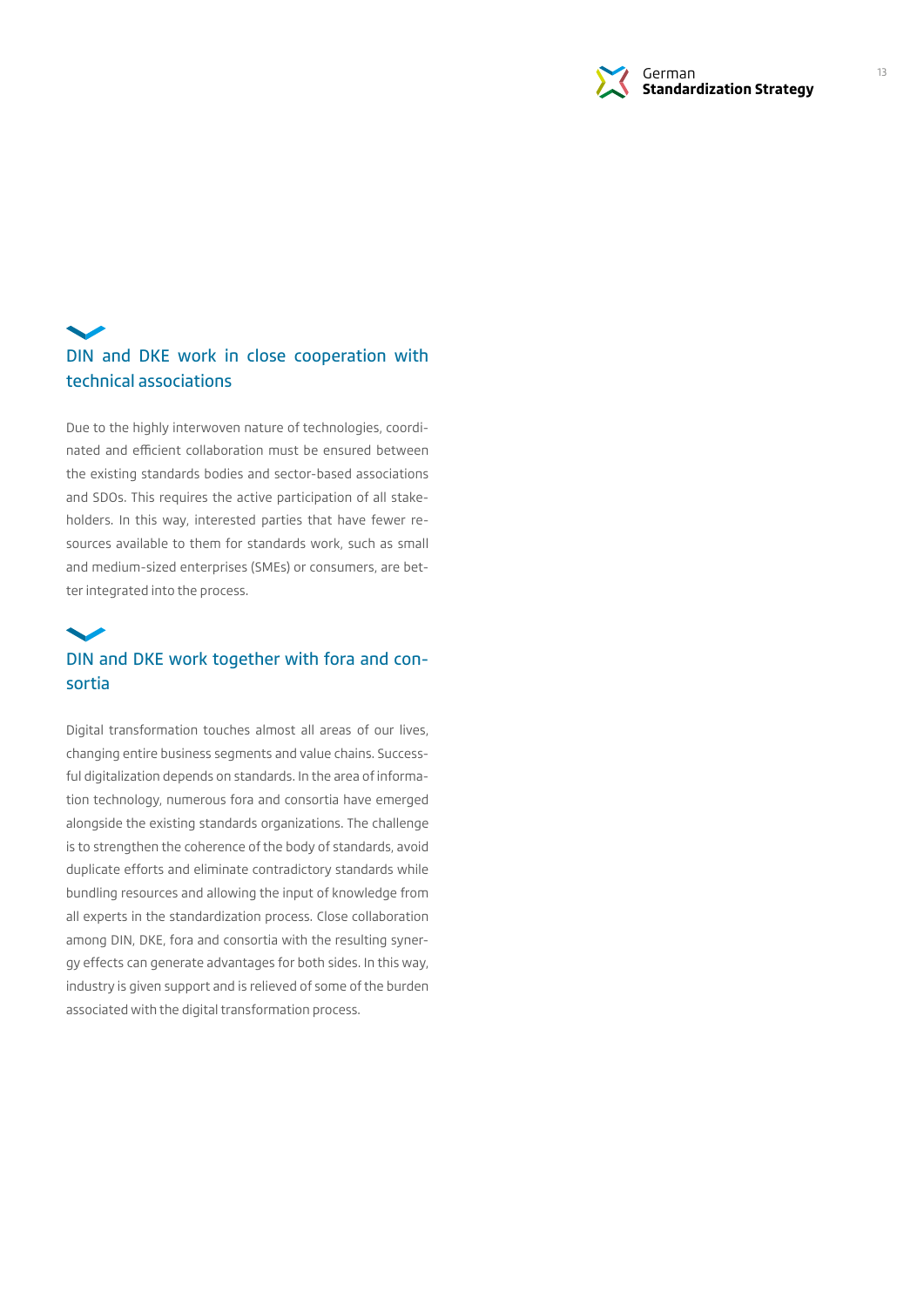## DIN and DKE work in close cooperation with technical associations

Due to the highly interwoven nature of technologies, coordinated and efficient collaboration must be ensured between the existing standards bodies and sector-based associations and SDOs. This requires the active participation of all stakeholders. In this way, interested parties that have fewer resources available to them for standards work, such as small and medium-sized enterprises (SMEs) or consumers, are better integrated into the process.

## DIN and DKE work together with fora and consortia

Digital transformation touches almost all areas of our lives, changing entire business segments and value chains. Successful digitalization depends on standards. In the area of information technology, numerous fora and consortia have emerged alongside the existing standards organizations. The challenge is to strengthen the coherence of the body of standards, avoid duplicate efforts and eliminate contradictory standards while bundling resources and allowing the input of knowledge from all experts in the standardization process. Close collaboration among DIN, DKE, fora and consortia with the resulting synergy effects can generate advantages for both sides. In this way, industry is given support and is relieved of some of the burden associated with the digital transformation process.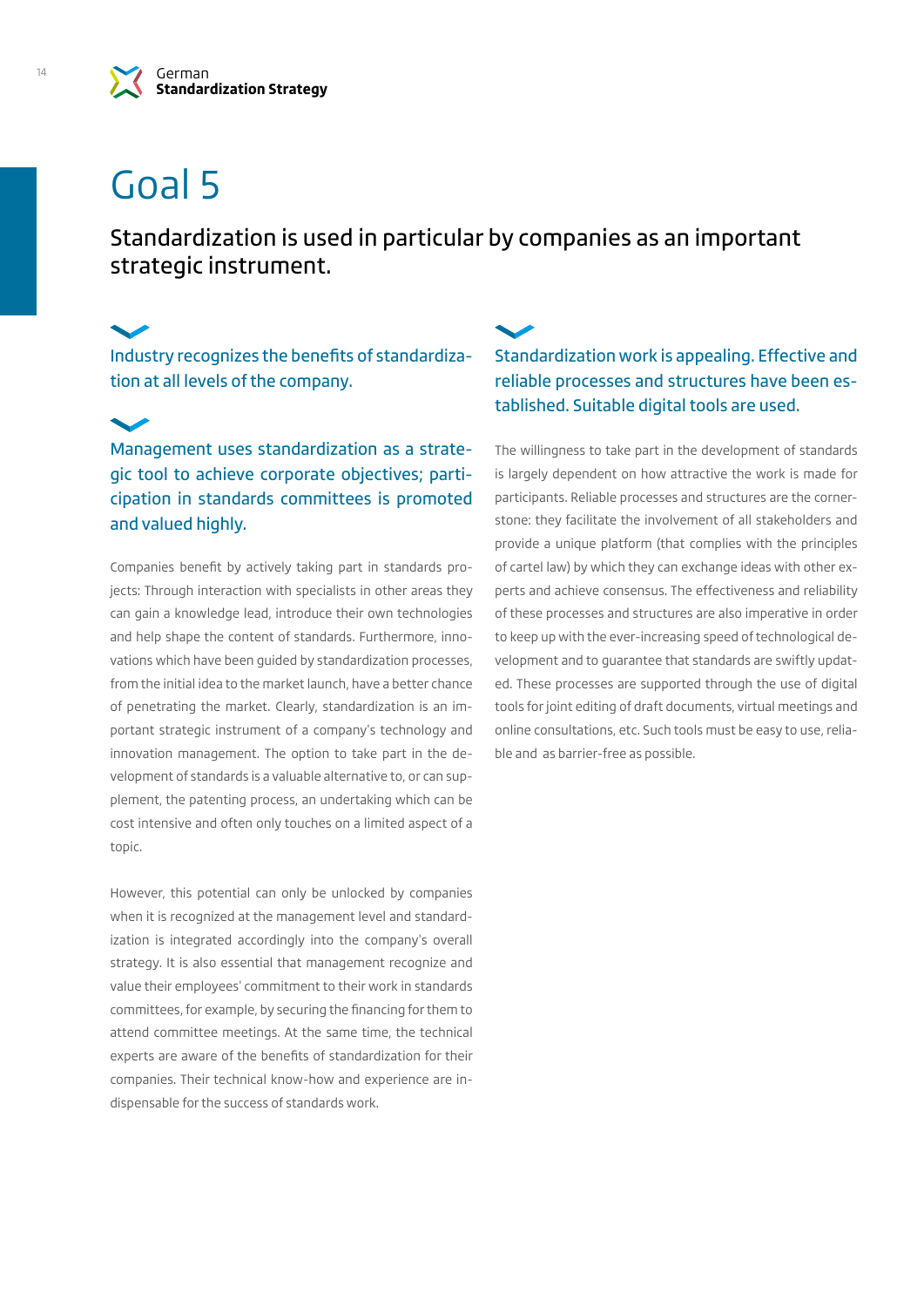# Goal 5

## Standardization is used in particular by companies as an important strategic instrument.

### Industry recognizes the benefits of standardization at all levels of the company.

### Management uses standardization as a strategic tool to achieve corporate objectives; participation in standards committees is promoted and valued highly.

Companies benefit by actively taking part in standards projects: Through interaction with specialists in other areas they can gain a knowledge lead, introduce their own technologies and help shape the content of standards. Furthermore, innovations which have been guided by standardization processes, from the initial idea to the market launch, have a better chance of penetrating the market. Clearly, standardization is an important strategic instrument of a company's technology and innovation management. The option to take part in the development of standards is a valuable alternative to, or can supplement, the patenting process, an undertaking which can be cost intensive and often only touches on a limited aspect of a topic.

However, this potential can only be unlocked by companies when it is recognized at the management level and standardization is integrated accordingly into the company's overall strategy. It is also essential that management recognize and value their employees' commitment to their work in standards committees, for example, by securing the financing for them to attend committee meetings. At the same time, the technical experts are aware of the benefits of standardization for their companies. Their technical know-how and experience are indispensable for the success of standards work.

### Standardization work is appealing. Effective and reliable processes and structures have been established. Suitable digital tools are used.

The willingness to take part in the development of standards is largely dependent on how attractive the work is made for participants. Reliable processes and structures are the cornerstone: they facilitate the involvement of all stakeholders and provide a unique platform (that complies with the principles of cartel law) by which they can exchange ideas with other experts and achieve consensus. The effectiveness and reliability of these processes and structures are also imperative in order to keep up with the ever-increasing speed of technological development and to guarantee that standards are swiftly updated. These processes are supported through the use of digital tools for joint editing of draft documents, virtual meetings and online consultations, etc. Such tools must be easy to use, reliable and as barrier-free as possible.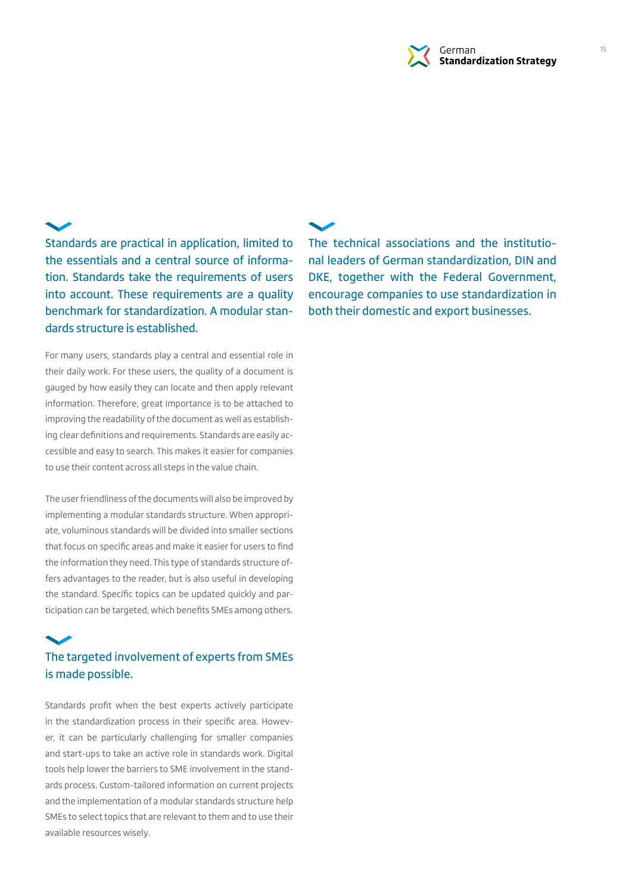## Standards are practical in application, limited to the essentials and a central source of information. Standards take the requirements of users into account. These requirements are a quality benchmark for standardization. A modular standards structure is established.

For many users, standards play a central and essential role in their daily work. For these users, the quality of a document is gauged by how easily they can locate and then apply relevant information. Therefore, great importance is to be attached to improving the readability of the document as well as establishing clear definitions and requirements. Standards are easily accessible and easy to search. This makes it easier for companies to use their content across all steps in the value chain.

The user friendliness of the documents will also be improved by implementing a modular standards structure. When appropriate, voluminous standards will be divided into smaller sections that focus on specific areas and make it easier for users to find the information they need. This type of standards structure offers advantages to the reader, but is also useful in developing the standard. Specific topics can be updated quickly and participation can be targeted, which benefits SMEs among others.

## The targeted involvement of experts from SMEs is made possible.

Standards profit when the best experts actively participate in the standardization process in their specific area. However, it can be particularly challenging for smaller companies and start-ups to take an active role in standards work. Digital tools help lower the barriers to SME involvement in the standards process. Custom-tailored information on current projects and the implementation of a modular standards structure help SMEs to select topics that are relevant to them and to use their available resources wisely.

## The technical associations and the institutional leaders of German standardization, DIN and DKE, together with the Federal Government, encourage companies to use standardization in both their domestic and export businesses.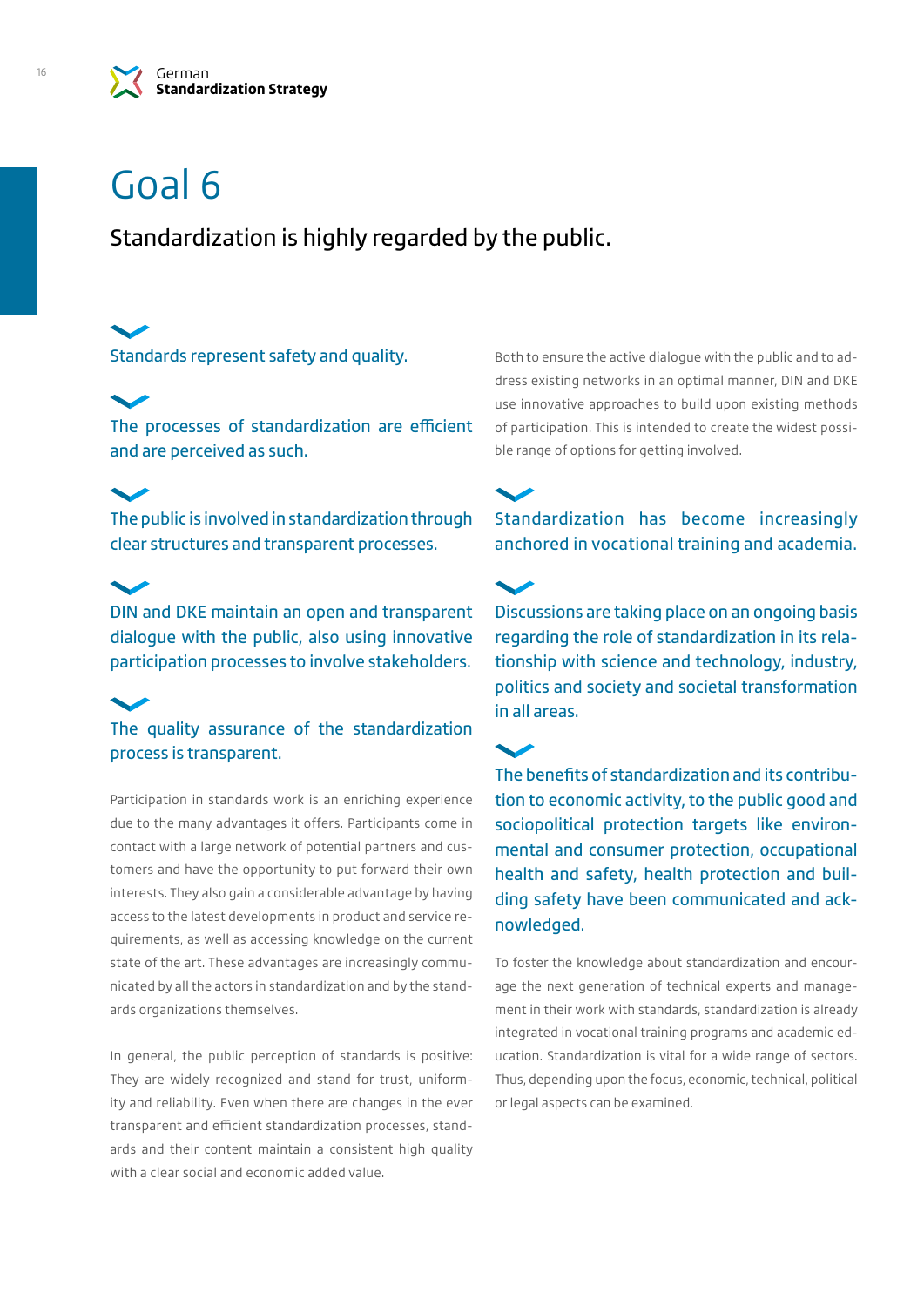# Goal 6

## Standardization is highly regarded by the public.

Standards represent safety and quality.

The processes of standardization are efficient and are perceived as such.

The public is involved in standardization through clear structures and transparent processes.

DIN and DKE maintain an open and transparent dialogue with the public, also using innovative participation processes to involve stakeholders.

The quality assurance of the standardization process is transparent.

Participation in standards work is an enriching experience due to the many advantages it offers. Participants come in contact with a large network of potential partners and customers and have the opportunity to put forward their own interests. They also gain a considerable advantage by having access to the latest developments in product and service requirements, as well as accessing knowledge on the current state of the art. These advantages are increasingly communicated by all the actors in standardization and by the standards organizations themselves.

In general, the public perception of standards is positive: They are widely recognized and stand for trust, uniformity and reliability. Even when there are changes in the ever transparent and efficient standardization processes, standards and their content maintain a consistent high quality with a clear social and economic added value.

Both to ensure the active dialogue with the public and to address existing networks in an optimal manner, DIN and DKE use innovative approaches to build upon existing methods of participation. This is intended to create the widest possible range of options for getting involved.

Standardization has become increasingly anchored in vocational training and academia.

Discussions are taking place on an ongoing basis regarding the role of standardization in its relationship with science and technology, industry, politics and society and societal transformation in all areas.

The benefits of standardization and its contribution to economic activity, to the public good and sociopolitical protection targets like environmental and consumer protection, occupational health and safety, health protection and building safety have been communicated and acknowledged.

To foster the knowledge about standardization and encourage the next generation of technical experts and management in their work with standards, standardization is already integrated in vocational training programs and academic education. Standardization is vital for a wide range of sectors. Thus, depending upon the focus, economic, technical, political or legal aspects can be examined.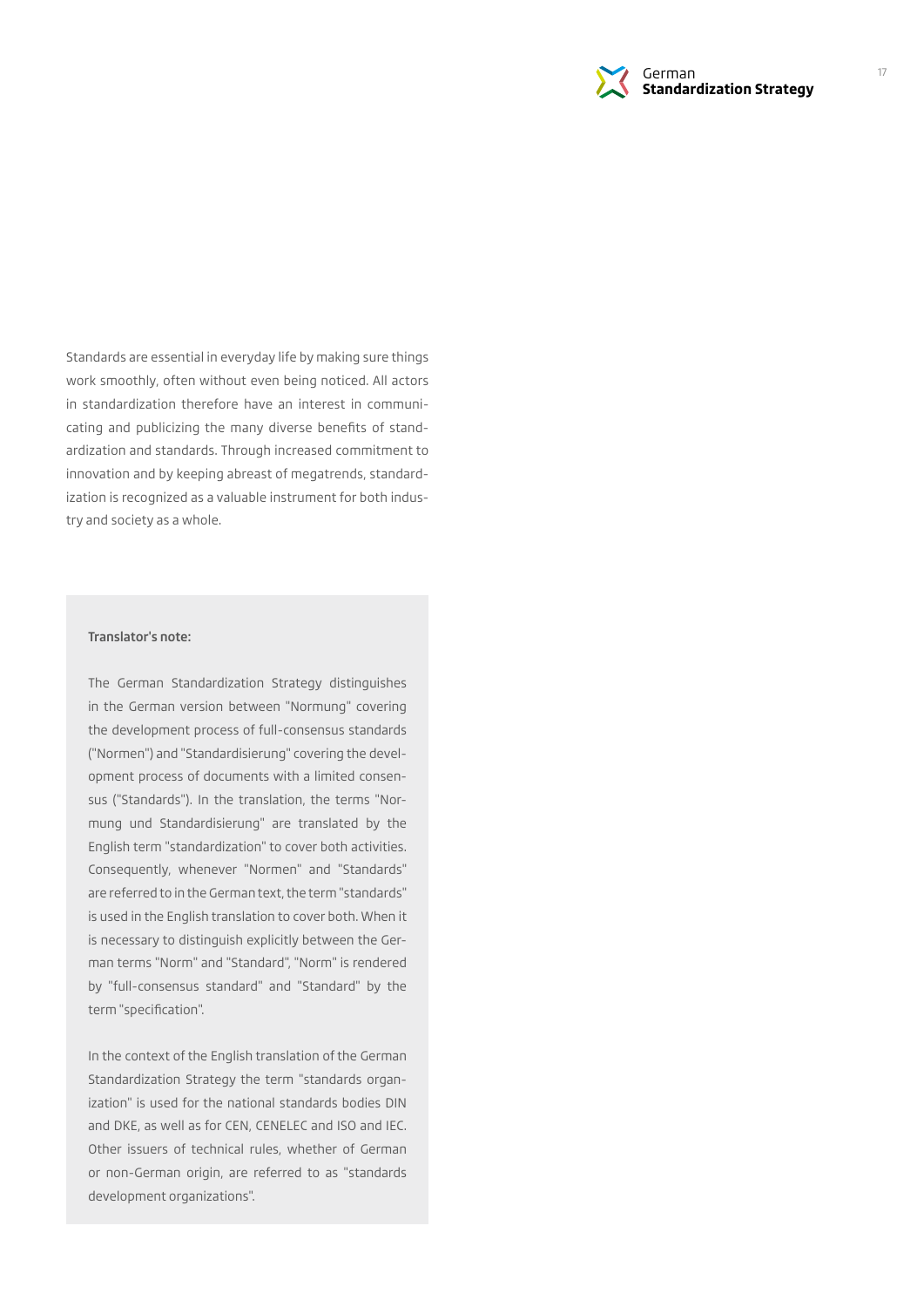Standards are essential in everyday life by making sure things work smoothly, often without even being noticed. All actors in standardization therefore have an interest in communicating and publicizing the many diverse benefits of standardization and standards. Through increased commitment to innovation and by keeping abreast of megatrends, standardization is recognized as a valuable instrument for both industry and society as a whole.

**Translator's note:**

The German Standardization Strategy distinguishes in the German version between "Normung" covering the development process of full-consensus standards ("Normen") and "Standardisierung" covering the development process of documents with a limited consensus ("Standards"). In the translation, the terms "Normung und Standardisierung" are translated by the English term "standardization" to cover both activities. Consequently, whenever "Normen" and "Standards" are referred to in the German text, the term "standards" is used in the English translation to cover both. When it is necessary to distinguish explicitly between the German terms "Norm" and "Standard", "Norm" is rendered by "full-consensus standard" and "Standard" by the term "specification".

In the context of the English translation of the German Standardization Strategy the term "standards organization" is used for the national standards bodies DIN and DKE, as well as for CEN, CENELEC and ISO and IEC. Other issuers of technical rules, whether of German or non-German origin, are referred to as "standards development organizations".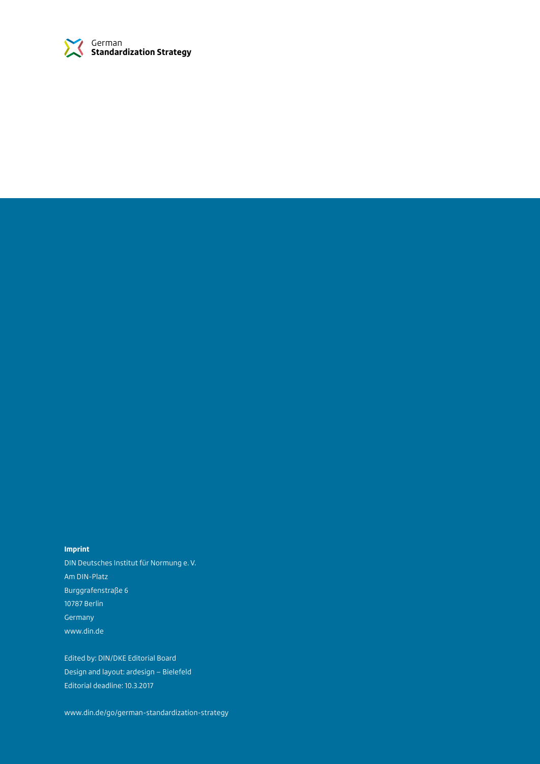German
**Standardization Strategy**

**Imprint**

DIN Deutsches Institut für Normung e. V.
Am DIN-Platz
Burggrafenstraße 6
10787 Berlin
Germany
www.din.de

Edited by: DIN/DKE Editorial Board
Design and layout: ardesign – Bielefeld
Editorial deadline: 10.3.2017

www.din.de/go/german-standardization-strategy